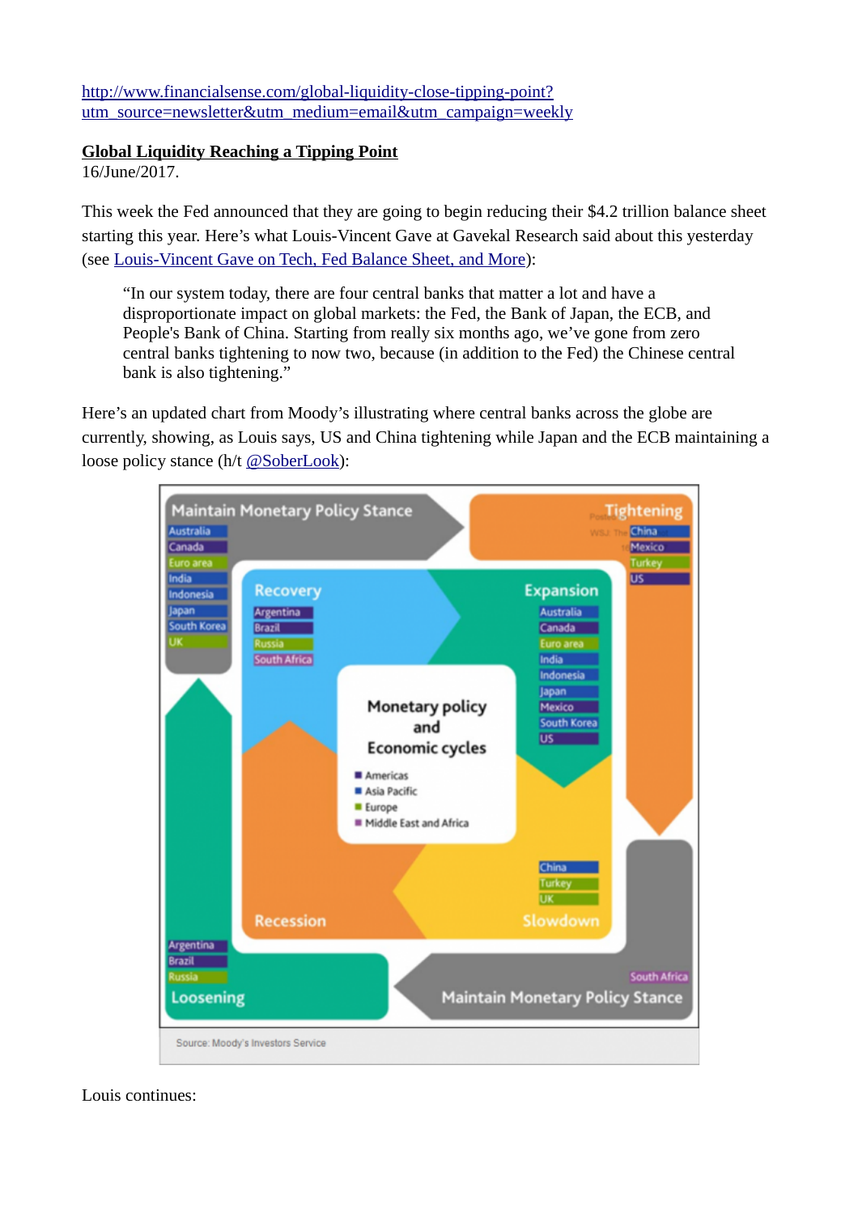[http://www.financialsense.com/global-liquidity-close-tipping-point?utm_source=newsletter&utm_medium=email&utm_campaign=weekly](http://www.financialsense.com/global-liquidity-close-tipping-point?utm_source=newsletter&utm_medium=email&utm_campaign=weekly)

**Global Liquidity Reaching a Tipping Point**

16/June/2017.

This week the Fed announced that they are going to begin reducing their $4.2 trillion balance sheet starting this year. Here's what Louis-Vincent Gave at Gavekal Research said about this yesterday (see Louis-Vincent Gave on Tech, Fed Balance Sheet, and More):

> "In our system today, there are four central banks that matter a lot and have a disproportionate impact on global markets: the Fed, the Bank of Japan, the ECB, and People's Bank of China. Starting from really six months ago, we've gone from zero central banks tightening to now two, because (in addition to the Fed) the Chinese central bank is also tightening."

Here's an updated chart from Moody's illustrating where central banks across the globe are currently, showing, as Louis says, US and China tightening while Japan and the ECB maintaining a loose policy stance (h/t @SoberLook):

Source: Moody's Investors Service

Louis continues: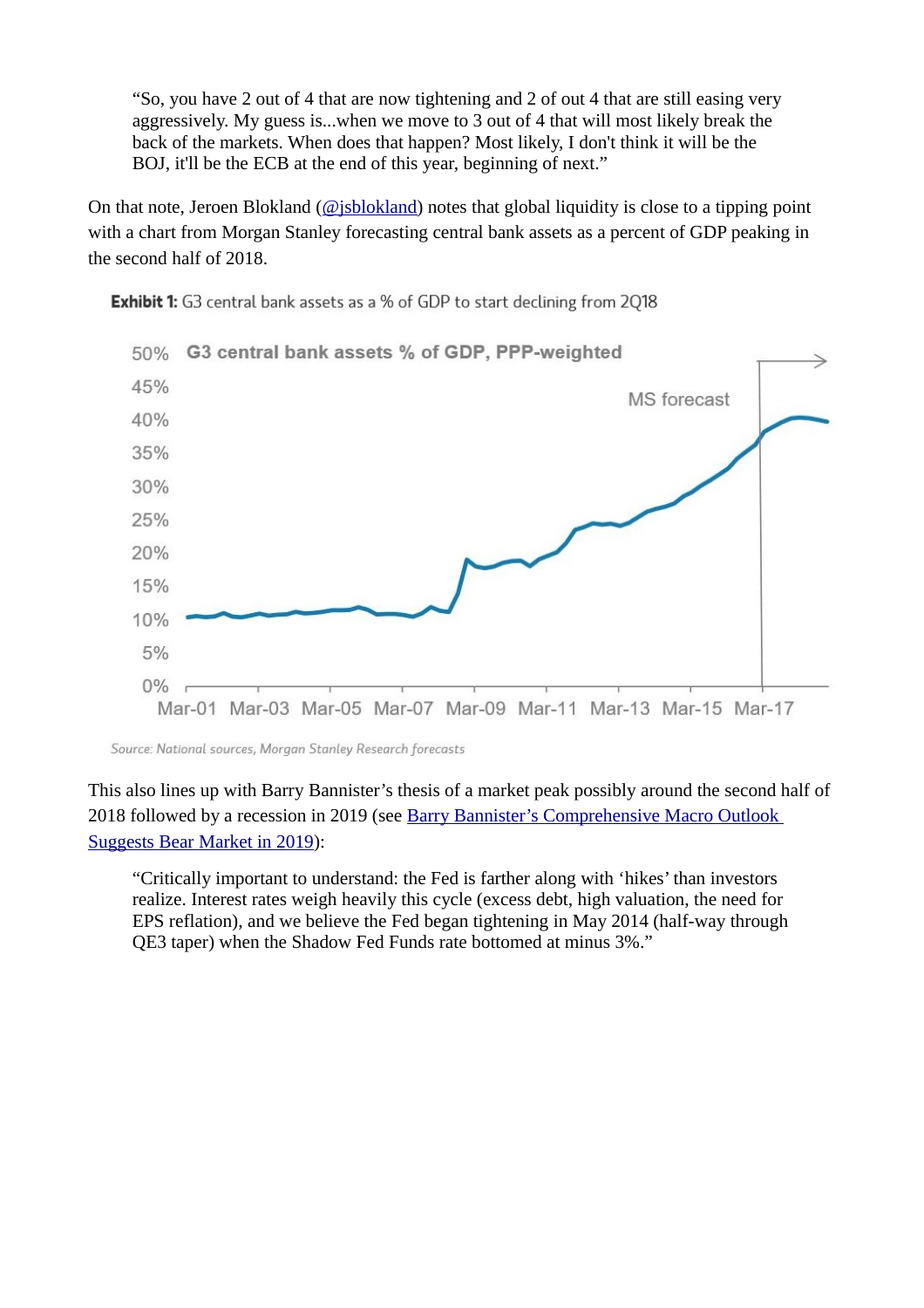> "So, you have 2 out of 4 that are now tightening and 2 of out 4 that are still easing very aggressively. My guess is...when we move to 3 out of 4 that will most likely break the back of the markets. When does that happen? Most likely, I don't think it will be the BOJ, it'll be the ECB at the end of this year, beginning of next."

On that note, Jeroen Blokland (@jsblokland) notes that global liquidity is close to a tipping point with a chart from Morgan Stanley forecasting central bank assets as a percent of GDP peaking in the second half of 2018.

**Exhibit 1:** G3 central bank assets as a % of GDP to start declining from 2Q18

*Source: National sources, Morgan Stanley Research forecasts*

This also lines up with Barry Bannister's thesis of a market peak possibly around the second half of 2018 followed by a recession in 2019 (see Barry Bannister's Comprehensive Macro Outlook Suggests Bear Market in 2019):

> "Critically important to understand: the Fed is farther along with 'hikes' than investors realize. Interest rates weigh heavily this cycle (excess debt, high valuation, the need for EPS reflation), and we believe the Fed began tightening in May 2014 (half-way through QE3 taper) when the Shadow Fed Funds rate bottomed at minus 3%."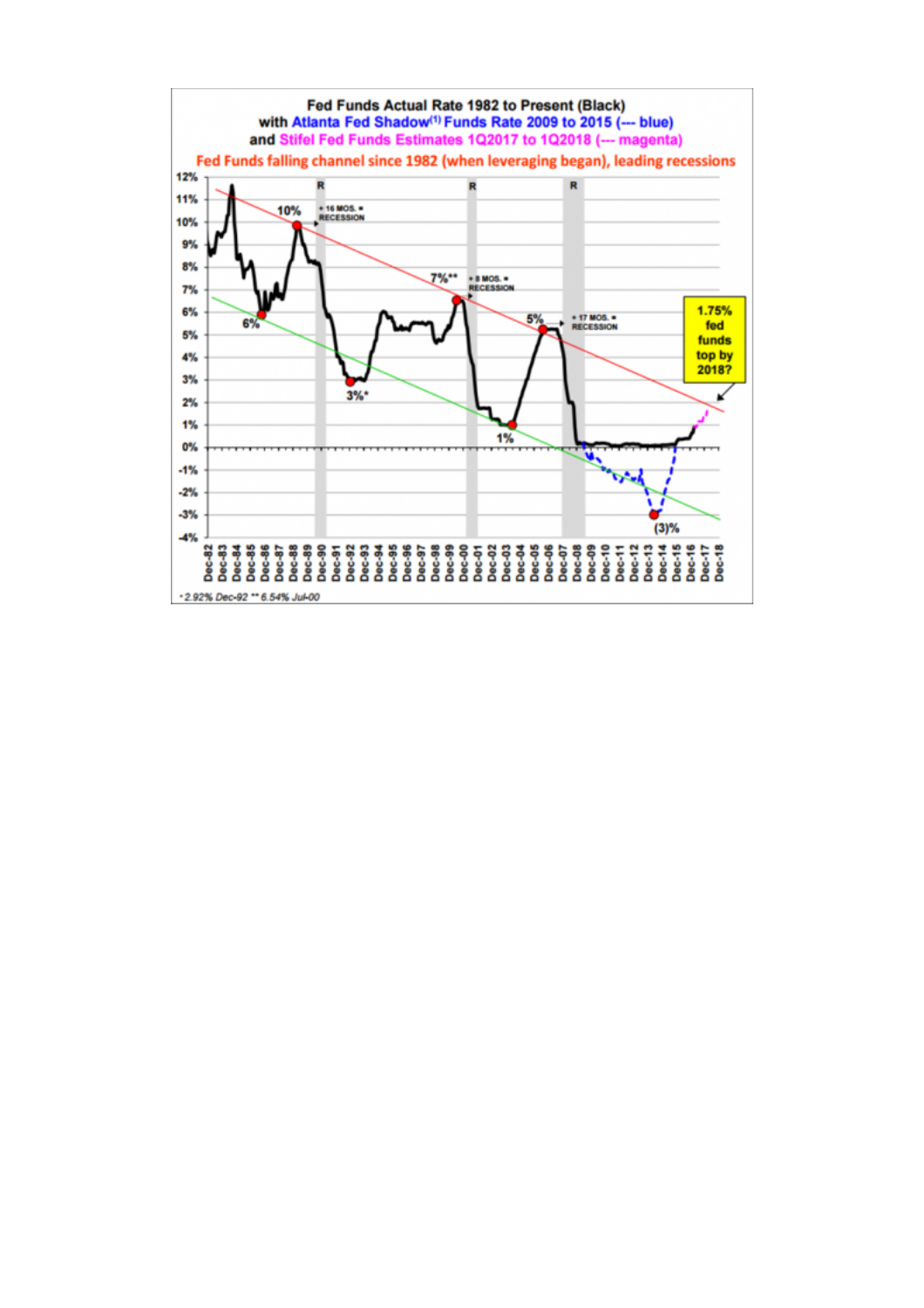Fed Funds Actual Rate 1982 to Present (Black)

with Atlanta Fed Shadow(1) Funds Rate 2009 to 2015 (--- blue)

and Stifel Fed Funds Estimates 1Q2017 to 1Q2018 (--- magenta)

Fed Funds falling channel since 1982 (when leveraging began), leading recessions

12%
11%
10%
9%
8%
7%
6%
5%
4%
3%
2%
1%
0%
-1%
-2%
-3%
-4%

R
R
R

10%
+ 16 MOS. = RECESSION

7%**
+ 8 MOS. = RECESSION

5%
+ 17 MOS. = RECESSION

6%
3%*
1%
(3)%

1.75% fed funds top by 2018?

Dec-82 Dec-83 Dec-84 Dec-85 Dec-86 Dec-87 Dec-88 Dec-89 Dec-90 Dec-91 Dec-92 Dec-93 Dec-94 Dec-95 Dec-96 Dec-97 Dec-98 Dec-99 Dec-00 Dec-01 Dec-02 Dec-03 Dec-04 Dec-05 Dec-06 Dec-07 Dec-08 Dec-09 Dec-10 Dec-11 Dec-12 Dec-13 Dec-14 Dec-15 Dec-16 Dec-17 Dec-18

* 2.92% Dec-92 ** 6.54% Jul-00